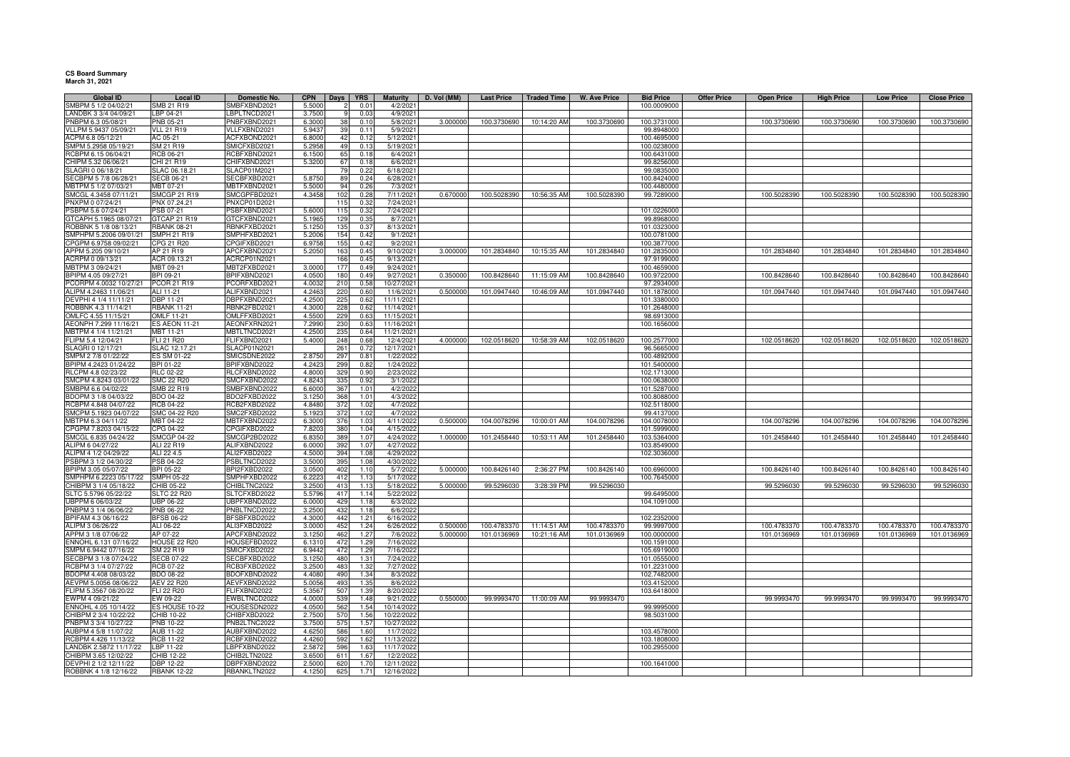**CS Board Summary**
**March 31, 2021**

| Global ID | Local ID | Domestic No. | CPN | Days | YRS | Maturity | D. Vol (MM) | Last Price | Traded Time | W. Ave Price | Bid Price | Offer Price | Open Price | High Price | Low Price | Close Price |
|---|---|---|---|---|---|---|---|---|---|---|---|---|---|---|---|---|
| SMBPM 5 1/2 04/02/21 | SMB 21 R19 | SMBFXBND2021 | 5.5000 | 2 | 0.01 | 4/2/2021 | | | | | 100.0009000 | | | | | |
| LANDBK 3 3/4 04/09/21 | LBP 04-21 | LBPLTNCD2021 | 3.7500 | 9 | 0.03 | 4/9/2021 | | | | | | | | | | |
| PNBPM 6.3 05/08/21 | PNB 05-21 | PNBFXBND2021 | 6.3000 | 38 | 0.10 | 5/8/2021 | 3.000000 | 100.3730690 | 10:14:20 AM | 100.3730690 | 100.3731000 | | 100.3730690 | 100.3730690 | 100.3730690 | 100.3730690 |
| VLLPM 5.9437 05/09/21 | VLL 21 R19 | VLLFXBND2021 | 5.9437 | 39 | 0.11 | 5/9/2021 | | | | | 99.8948000 | | | | | |
| ACPM 6.8 05/12/21 | AC 05-21 | ACFXBOND2021 | 6.8000 | 42 | 0.12 | 5/12/2021 | | | | | 100.4695000 | | | | | |
| SMPM 5.2958 05/19/21 | SM 21 R19 | SMICFXBD2021 | 5.2958 | 49 | 0.13 | 5/19/2021 | | | | | 100.0238000 | | | | | |
| RCBPM 6.15 06/04/21 | RCB 06-21 | RCBFXBND2021 | 6.1500 | 65 | 0.18 | 6/4/2021 | | | | | 100.6431000 | | | | | |
| CHIPM 5.32 06/06/21 | CHI 21 R19 | CHIFXBND2021 | 5.3200 | 67 | 0.18 | 6/6/2021 | | | | | 99.8256000 | | | | | |
| SLAGRI 0 06/18/21 | SLAC 06.18.21 | SLACP01M2021 | | 79 | 0.22 | 6/18/2021 | | | | | 99.0835000 | | | | | |
| SECBPM 5 7/8 06/28/21 | SECB 06-21 | SECBFXBD2021 | 5.8750 | 89 | 0.24 | 6/28/2021 | | | | | 100.8424000 | | | | | |
| MBTPM 5 1/2 07/03/21 | MBT 07-21 | MBTFXBND2021 | 5.5000 | 94 | 0.26 | 7/3/2021 | | | | | 100.4480000 | | | | | |
| SMCGL 4.3458 07/11/21 | SMCGP 21 R19 | SMCGPFBD2021 | 4.3458 | 102 | 0.28 | 7/11/2021 | 0.670000 | 100.5028390 | 10:56:35 AM | 100.5028390 | 99.7289000 | | 100.5028390 | 100.5028390 | 100.5028390 | 100.5028390 |
| PNXPM 0 07/24/21 | PNX 07.24.21 | PNXCP01D2021 | | 115 | 0.32 | 7/24/2021 | | | | | | | | | | |
| PSBPM 5.6 07/24/21 | PSB 07-21 | PSBFXBND2021 | 5.6000 | 115 | 0.32 | 7/24/2021 | | | | | 101.0226000 | | | | | |
| GTCAPH 5.1965 08/07/21 | GTCAP 21 R19 | GTCFXBND2021 | 5.1965 | 129 | 0.35 | 8/7/2021 | | | | | 99.8968000 | | | | | |
| ROBBNK 5 1/8 08/13/21 | RBANK 08-21 | RBNKFXBD2021 | 5.1250 | 135 | 0.37 | 8/13/2021 | | | | | 101.0323000 | | | | | |
| SMPHPM 5.2006 09/01/21 | SMPH 21 R19 | SMPHFXBD2021 | 5.2006 | 154 | 0.42 | 9/1/2021 | | | | | 100.0781000 | | | | | |
| CPGPM 6.9758 09/02/21 | CPG 21 R20 | CPGIFXBD2021 | 6.9758 | 155 | 0.42 | 9/2/2021 | | | | | 100.3877000 | | | | | |
| APPM 5.205 09/10/21 | AP 21 R19 | APCFXBND2021 | 5.2050 | 163 | 0.45 | 9/10/2021 | 3.000000 | 101.2834840 | 10:15:35 AM | 101.2834840 | 101.2835000 | | 101.2834840 | 101.2834840 | 101.2834840 | 101.2834840 |
| ACRPM 0 09/13/21 | ACR 09.13.21 | ACRCP01N2021 | | 166 | 0.45 | 9/13/2021 | | | | | 97.9199000 | | | | | |
| MBTPM 3 09/24/21 | MBT 09-21 | MBT2FXBD2021 | 3.0000 | 177 | 0.49 | 9/24/2021 | | | | | 100.4659000 | | | | | |
| BPIPM 4.05 09/27/21 | BPI 09-21 | BPIFXBND2021 | 4.0500 | 180 | 0.49 | 9/27/2021 | 0.350000 | 100.8428640 | 11:15:09 AM | 100.8428640 | 100.9722000 | | 100.8428640 | 100.8428640 | 100.8428640 | 100.8428640 |
| PCORPM 4.0032 10/27/21 | PCOR 21 R19 | PCORFXBD2021 | 4.0032 | 210 | 0.58 | 10/27/2021 | | | | | 97.2934000 | | | | | |
| ALIPM 4.2463 11/06/21 | ALI 11-21 | ALIFXBND2021 | 4.2463 | 220 | 0.60 | 11/6/2021 | 0.500000 | 101.0947440 | 10:46:09 AM | 101.0947440 | 101.1878000 | | 101.0947440 | 101.0947440 | 101.0947440 | 101.0947440 |
| DEVPHI 4 1/4 11/11/21 | DBP 11-21 | DBPFXBND2021 | 4.2500 | 225 | 0.62 | 11/11/2021 | | | | | 101.3380000 | | | | | |
| ROBBNK 4.3 11/14/21 | RBANK 11-21 | RBNK2FBD2021 | 4.3000 | 228 | 0.62 | 11/14/2021 | | | | | 101.2648000 | | | | | |
| OMLFC 4.55 11/15/21 | OMLF 11-21 | OMLFFXBD2021 | 4.5500 | 229 | 0.63 | 11/15/2021 | | | | | 98.6913000 | | | | | |
| AEONPH 7.299 11/16/21 | ES AEON 11-21 | AEONFXRN2021 | 7.2990 | 230 | 0.63 | 11/16/2021 | | | | | 100.1656000 | | | | | |
| MBTPM 4 1/4 11/21/21 | MBT 11-21 | MBTLTNCD2021 | 4.2500 | 235 | 0.64 | 11/21/2021 | | | | | | | | | | |
| FLIPM 5.4 12/04/21 | FLI 21 R20 | FLIFXBND2021 | 5.4000 | 248 | 0.68 | 12/4/2021 | 4.000000 | 102.0518620 | 10:58:39 AM | 102.0518620 | 100.2577000 | | 102.0518620 | 102.0518620 | 102.0518620 | 102.0518620 |
| SLAGRI 0 12/17/21 | SLAC 12.17.21 | SLACP01N2021 | | 261 | 0.72 | 12/17/2021 | | | | | 96.5665000 | | | | | |
| SMPM 2 7/8 01/22/22 | ES SM 01-22 | SMICSDNE2022 | 2.8750 | 297 | 0.81 | 1/22/2022 | | | | | 100.4892000 | | | | | |
| BPIPM 4.2423 01/24/22 | BPI 01-22 | BPIFXBND2022 | 4.2423 | 299 | 0.82 | 1/24/2022 | | | | | 101.5400000 | | | | | |
| RLCPM 4.8 02/23/22 | RLC 02-22 | RLCFXBND2022 | 4.8000 | 329 | 0.90 | 2/23/2022 | | | | | 102.1713000 | | | | | |
| SMCPM 4.8243 03/01/22 | SMC 22 R20 | SMCFXBND2022 | 4.8243 | 335 | 0.92 | 3/1/2022 | | | | | 100.0638000 | | | | | |
| SMBPM 6.6 04/02/22 | SMB 22 R19 | SMBFXBND2022 | 6.6000 | 367 | 1.01 | 4/2/2022 | | | | | 101.5287000 | | | | | |
| BDOPM 3 1/8 04/03/22 | BDO 04-22 | BDO2FXBD2022 | 3.1250 | 368 | 1.01 | 4/3/2022 | | | | | 100.8088000 | | | | | |
| RCBPM 4.848 04/07/22 | RCB 04-22 | RCB2FXBD2022 | 4.8480 | 372 | 1.02 | 4/7/2022 | | | | | 102.5118000 | | | | | |
| SMCPM 5.1923 04/07/22 | SMC 04-22 R20 | SMC2FXBD2022 | 5.1923 | 372 | 1.02 | 4/7/2022 | | | | | 99.4137000 | | | | | |
| MBTPM 6.3 04/11/22 | MBT 04-22 | MBTFXBND2022 | 6.3000 | 376 | 1.03 | 4/11/2022 | 0.500000 | 104.0078296 | 10:00:01 AM | 104.0078296 | 104.0078000 | | 104.0078296 | 104.0078296 | 104.0078296 | 104.0078296 |
| CPGPM 7.8203 04/15/22 | CPG 04-22 | CPGIFXBD2022 | 7.8203 | 380 | 1.04 | 4/15/2022 | | | | | 101.5999000 | | | | | |
| SMCGL 6.835 04/24/22 | SMCGP 04-22 | SMCGP2BD2022 | 6.8350 | 389 | 1.07 | 4/24/2022 | 1.000000 | 101.2458440 | 10:53:11 AM | 101.2458440 | 103.5364000 | | 101.2458440 | 101.2458440 | 101.2458440 | 101.2458440 |
| ALIPM 6 04/27/22 | ALI 22 R19 | ALIFXBND2022 | 6.0000 | 392 | 1.07 | 4/27/2022 | | | | | 103.8549000 | | | | | |
| ALIPM 4 1/2 04/29/22 | ALI 22 4.5 | ALI2FXBD2022 | 4.5000 | 394 | 1.08 | 4/29/2022 | | | | | 102.3036000 | | | | | |
| PSBPM 3 1/2 04/30/22 | PSB 04-22 | PSBLTNCD2022 | 3.5000 | 395 | 1.08 | 4/30/2022 | | | | | | | | | | |
| BPIPM 3.05 05/07/22 | BPI 05-22 | BPI2FXBD2022 | 3.0500 | 402 | 1.10 | 5/7/2022 | 5.000000 | 100.8426140 | 2:36:27 PM | 100.8426140 | 100.6960000 | | 100.8426140 | 100.8426140 | 100.8426140 | 100.8426140 |
| SMPHPM 6.2223 05/17/22 | SMPH 05-22 | SMPHFXBD2022 | 6.2223 | 412 | 1.13 | 5/17/2022 | | | | | 100.7645000 | | | | | |
| CHIBPM 3 1/4 05/18/22 | CHIB 05-22 | CHIBLTNC2022 | 3.2500 | 413 | 1.13 | 5/18/2022 | 5.000000 | 99.5296030 | 3:28:39 PM | 99.5296030 | | | 99.5296030 | 99.5296030 | 99.5296030 | 99.5296030 |
| SLTC 5.5796 05/22/22 | SLTC 22 R20 | SLTCFXBD2022 | 5.5796 | 417 | 1.14 | 5/22/2022 | | | | | 99.6495000 | | | | | |
| UBPPM 6 06/03/22 | UBP 06-22 | UBPFXBND2022 | 6.0000 | 429 | 1.18 | 6/3/2022 | | | | | 104.1091000 | | | | | |
| PNBPM 3 1/4 06/06/22 | PNB 06-22 | PNBLTNCD2022 | 3.2500 | 432 | 1.18 | 6/6/2022 | | | | | | | | | | |
| BPIFAM 4.3 06/16/22 | BFSB 06-22 | BFSBFXBD2022 | 4.3000 | 442 | 1.21 | 6/16/2022 | | | | | 102.2352000 | | | | | |
| ALIPM 3 06/26/22 | ALI 06-22 | ALI3FXBD2022 | 3.0000 | 452 | 1.24 | 6/26/2022 | 0.500000 | 100.4783370 | 11:14:51 AM | 100.4783370 | 99.9997000 | | 100.4783370 | 100.4783370 | 100.4783370 | 100.4783370 |
| APPM 3 1/8 07/06/22 | AP 07-22 | APCFXBND2022 | 3.1250 | 462 | 1.27 | 7/6/2022 | 5.000000 | 101.0136969 | 10:21:16 AM | 101.0136969 | 100.0000000 | | 101.0136969 | 101.0136969 | 101.0136969 | 101.0136969 |
| ENNOHL 6.131 07/16/22 | HOUSE 22 R20 | HOUSEFBD2022 | 6.1310 | 472 | 1.29 | 7/16/2022 | | | | | 100.1591000 | | | | | |
| SMPM 6.9442 07/16/22 | SM 22 R19 | SMICFXBD2022 | 6.9442 | 472 | 1.29 | 7/16/2022 | | | | | 105.6919000 | | | | | |
| SECBPM 3 1/8 07/24/22 | SECB 07-22 | SECBFXBD2022 | 3.1250 | 480 | 1.31 | 7/24/2022 | | | | | 101.0555000 | | | | | |
| RCBPM 3 1/4 07/27/22 | RCB 07-22 | RCB3FXBD2022 | 3.2500 | 483 | 1.32 | 7/27/2022 | | | | | 101.2231000 | | | | | |
| BDOPM 4.408 08/03/22 | BDO 08-22 | BDOFXBND2022 | 4.4080 | 490 | 1.34 | 8/3/2022 | | | | | 102.7482000 | | | | | |
| AEVPM 5.0056 08/06/22 | AEV 22 R20 | AEVFXBND2022 | 5.0056 | 493 | 1.35 | 8/6/2022 | | | | | 103.4152000 | | | | | |
| FLIPM 5.3567 08/20/22 | FLI 22 R20 | FLIFXBND2022 | 5.3567 | 507 | 1.39 | 8/20/2022 | | | | | 103.6418000 | | | | | |
| EWPM 4 09/21/22 | EW 09-22 | EWBLTNCD2022 | 4.0000 | 539 | 1.48 | 9/21/2022 | 0.550000 | 99.9993470 | 11:00:09 AM | 99.9993470 | | | 99.9993470 | 99.9993470 | 99.9993470 | 99.9993470 |
| ENNOHL 4.05 10/14/22 | ES HOUSE 10-22 | HOUSESDN2022 | 4.0500 | 562 | 1.54 | 10/14/2022 | | | | | 99.9995000 | | | | | |
| CHIBPM 2 3/4 10/22/22 | CHIB 10-22 | CHIBFXBD2022 | 2.7500 | 570 | 1.56 | 10/22/2022 | | | | | 98.5031000 | | | | | |
| PNBPM 3 3/4 10/27/22 | PNB 10-22 | PNB2LTNC2022 | 3.7500 | 575 | 1.57 | 10/27/2022 | | | | | | | | | | |
| AUBPM 4 5/8 11/07/22 | AUB 11-22 | AUBFXBND2022 | 4.6250 | 586 | 1.60 | 11/7/2022 | | | | | 103.4578000 | | | | | |
| RCBPM 4.426 11/13/22 | RCB 11-22 | RCBFXBND2022 | 4.4260 | 592 | 1.62 | 11/13/2022 | | | | | 103.1808000 | | | | | |
| LANDBK 2.5872 11/17/22 | LBP 11-22 | LBPFXBND2022 | 2.5872 | 596 | 1.63 | 11/17/2022 | | | | | 100.2955000 | | | | | |
| CHIBPM 3.65 12/02/22 | CHIB 12-22 | CHIB2LTN2022 | 3.6500 | 611 | 1.67 | 12/2/2022 | | | | | | | | | | |
| DEVPHI 2 1/2 12/11/22 | DBP 12-22 | DBPFXBND2022 | 2.5000 | 620 | 1.70 | 12/11/2022 | | | | | 100.1641000 | | | | | |
| ROBBNK 4 1/8 12/16/22 | RBANK 12-22 | RBANKLTN2022 | 4.1250 | 625 | 1.71 | 12/16/2022 | | | | | | | | | | |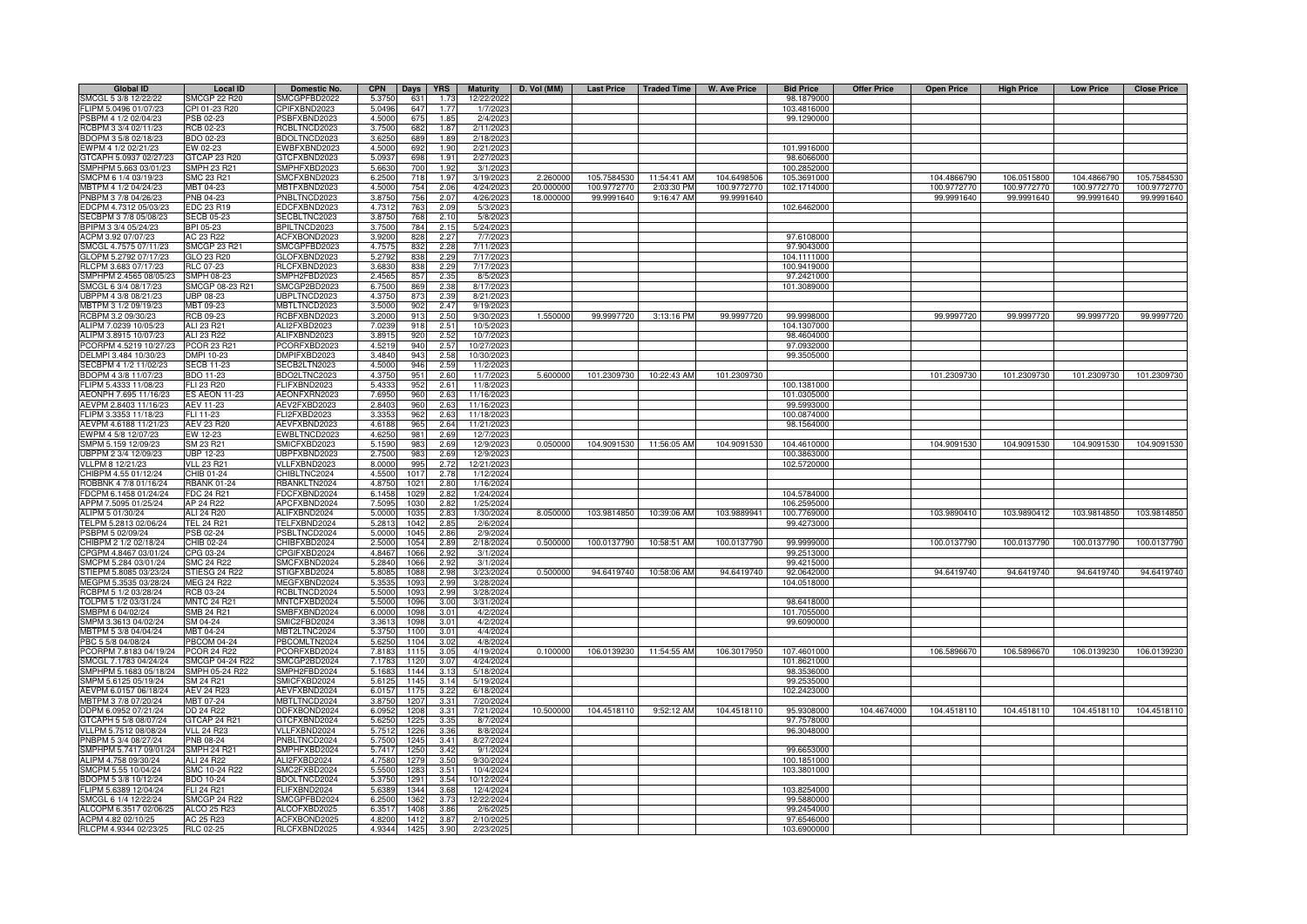| Global ID | Local ID | Domestic No. | CPN | Days | YRS | Maturity | D. Vol (MM) | Last Price | Traded Time | W. Ave Price | Bid Price | Offer Price | Open Price | High Price | Low Price | Close Price |
|---|---|---|---|---|---|---|---|---|---|---|---|---|---|---|---|---|
| SMCGL 5 3/8 12/22/22 | SMCGP 22 R20 | SMCGPFBD2022 | 5.3750 | 631 | 1.73 | 12/22/2022 | | | | | 98.1879000 | | | | | |
| FLIPM 5.0496 01/07/23 | CPI 01-23 R20 | CPIFXBND2023 | 5.0496 | 647 | 1.77 | 1/7/2023 | | | | | 103.4816000 | | | | | |
| PSBPM 4 1/2 02/04/23 | PSB 02-23 | PSBFXBND2023 | 4.5000 | 675 | 1.85 | 2/4/2023 | | | | | 99.1290000 | | | | | |
| RCBPM 3 3/4 02/11/23 | RCB 02-23 | RCBLTNCD2023 | 3.7500 | 682 | 1.87 | 2/11/2023 | | | | | | | | | | |
| BDOPM 3 5/8 02/18/23 | BDO 02-23 | BDOLTNCD2023 | 3.6250 | 689 | 1.89 | 2/18/2023 | | | | | | | | | | |
| EWPM 4 1/2 02/21/23 | EW 02-23 | EWBFXBND2023 | 4.5000 | 692 | 1.90 | 2/21/2023 | | | | | 101.9916000 | | | | | |
| GTCAPH 5.0937 02/27/23 | GTCAP 23 R20 | GTCFXBND2023 | 5.0937 | 698 | 1.91 | 2/27/2023 | | | | | 98.6066000 | | | | | |
| SMPHPM 5.663 03/01/23 | SMPH 23 R21 | SMPHFXBD2023 | 5.6630 | 700 | 1.92 | 3/1/2023 | | | | | 100.2852000 | | | | | |
| SMCPM 6 1/4 03/19/23 | SMC 23 R21 | SMCFXBND2023 | 6.2500 | 718 | 1.97 | 3/19/2023 | 2.260000 | 105.7584530 | 11:54:41 AM | 104.6498506 | 105.3691000 | | 104.4866790 | 106.0515800 | 104.4866790 | 105.7584530 |
| MBTPM 4 1/2 04/24/23 | MBT 04-23 | MBTFXBND2023 | 4.5000 | 754 | 2.06 | 4/24/2023 | 20.000000 | 100.9772770 | 2:03:30 PM | 100.9772770 | 102.1714000 | | 100.9772770 | 100.9772770 | 100.9772770 | 100.9772770 |
| PNBPM 3 7/8 04/26/23 | PNB 04-23 | PNBLTNCD2023 | 3.8750 | 756 | 2.07 | 4/26/2023 | 18.000000 | 99.9991640 | 9:16:47 AM | 99.9991640 | | | 99.9991640 | 99.9991640 | 99.9991640 | 99.9991640 |
| EDCPM 4.7312 05/03/23 | EDC 23 R19 | EDCFXBND2023 | 4.7312 | 763 | 2.09 | 5/3/2023 | | | | | 102.6462000 | | | | | |
| SECBPM 3 7/8 05/08/23 | SECB 05-23 | SECBLTNC2023 | 3.8750 | 768 | 2.10 | 5/8/2023 | | | | | | | | | | |
| BPIPM 3 3/4 05/24/23 | BPI 05-23 | BPILTNCD2023 | 3.7500 | 784 | 2.15 | 5/24/2023 | | | | | | | | | | |
| ACPM 3.92 07/07/23 | AC 23 R22 | ACFXBOND2023 | 3.9200 | 828 | 2.27 | 7/7/2023 | | | | | 97.6108000 | | | | | |
| SMCGL 4.7575 07/11/23 | SMCGP 23 R21 | SMCGPFBD2023 | 4.7575 | 832 | 2.28 | 7/11/2023 | | | | | 97.9043000 | | | | | |
| GLOPM 5.2792 07/17/23 | GLO 23 R20 | GLOFXBND2023 | 5.2792 | 838 | 2.29 | 7/17/2023 | | | | | 104.1111000 | | | | | |
| RLCPM 3.683 07/17/23 | RLC 07-23 | RLCFXBND2023 | 3.6830 | 838 | 2.29 | 7/17/2023 | | | | | 100.9419000 | | | | | |
| SMPHPM 2.4565 08/05/23 | SMPH 08-23 | SMPH2FBD2023 | 2.4565 | 857 | 2.35 | 8/5/2023 | | | | | 97.2421000 | | | | | |
| SMCGL 6 3/4 08/17/23 | SMCGP 08-23 R21 | SMCGP2BD2023 | 6.7500 | 869 | 2.38 | 8/17/2023 | | | | | 101.3089000 | | | | | |
| UBPPM 4 3/8 08/21/23 | UBP 08-23 | UBPLTNCD2023 | 4.3750 | 873 | 2.39 | 8/21/2023 | | | | | | | | | | |
| MBTPM 3 1/2 09/19/23 | MBT 09-23 | MBTLTNCD2023 | 3.5000 | 902 | 2.47 | 9/19/2023 | | | | | | | | | | |
| RCBPM 3.2 09/30/23 | RCB 09-23 | RCBFXBND2023 | 3.2000 | 913 | 2.50 | 9/30/2023 | 1.550000 | 99.9997720 | 3:13:16 PM | 99.9997720 | 99.9998000 | | 99.9997720 | 99.9997720 | 99.9997720 | 99.9997720 |
| ALIPM 7.0239 10/05/23 | ALI 23 R21 | ALI2FXBD2023 | 7.0239 | 918 | 2.51 | 10/5/2023 | | | | | 104.1307000 | | | | | |
| ALIPM 3.8915 10/07/23 | ALI 23 R22 | ALIFXBND2023 | 3.8915 | 920 | 2.52 | 10/7/2023 | | | | | 98.4604000 | | | | | |
| PCORPM 4.5219 10/27/23 | PCOR 23 R21 | PCORFXBD2023 | 4.5219 | 940 | 2.57 | 10/27/2023 | | | | | 97.0932000 | | | | | |
| DELMPI 3.484 10/30/23 | DMPI 10-23 | DMPIFXBD2023 | 3.4840 | 943 | 2.58 | 10/30/2023 | | | | | 99.3505000 | | | | | |
| SECBPM 4 1/2 11/02/23 | SECB 11-23 | SECB2LTN2023 | 4.5000 | 946 | 2.59 | 11/2/2023 | | | | | | | | | | |
| BDOPM 4 3/8 11/07/23 | BDO 11-23 | BDO2LTNC2023 | 4.3750 | 951 | 2.60 | 11/7/2023 | 5.600000 | 101.2309730 | 10:22:43 AM | 101.2309730 | | | 101.2309730 | 101.2309730 | 101.2309730 | 101.2309730 |
| FLIPM 5.4333 11/08/23 | FLI 23 R20 | FLIFXBND2023 | 5.4333 | 952 | 2.61 | 11/8/2023 | | | | | 100.1381000 | | | | | |
| AEONPH 7.695 11/16/23 | ES AEON 11-23 | AEONFXRN2023 | 7.6950 | 960 | 2.63 | 11/16/2023 | | | | | 101.0305000 | | | | | |
| AEVPM 2.8403 11/16/23 | AEV 11-23 | AEV2FXBD2023 | 2.8403 | 960 | 2.63 | 11/16/2023 | | | | | 99.5993000 | | | | | |
| FLIPM 3.3353 11/18/23 | FLI 11-23 | FLI2FXBD2023 | 3.3353 | 962 | 2.63 | 11/18/2023 | | | | | 100.0874000 | | | | | |
| AEVPM 4.6188 11/21/23 | AEV 23 R20 | AEVFXBND2023 | 4.6188 | 965 | 2.64 | 11/21/2023 | | | | | 98.1564000 | | | | | |
| EWPM 4 5/8 12/07/23 | EW 12-23 | EWBLTNCD2023 | 4.6250 | 981 | 2.69 | 12/7/2023 | | | | | | | | | | |
| SMPM 5.159 12/09/23 | SM 23 R21 | SMICFXBD2023 | 5.1590 | 983 | 2.69 | 12/9/2023 | 0.050000 | 104.9091530 | 11:56:05 AM | 104.9091530 | 104.4610000 | | 104.9091530 | 104.9091530 | 104.9091530 | 104.9091530 |
| UBPPM 2 3/4 12/09/23 | UBP 12-23 | UBPFXBND2023 | 2.7500 | 983 | 2.69 | 12/9/2023 | | | | | 100.3863000 | | | | | |
| VLLPM 8 12/21/23 | VLL 23 R21 | VLLFXBND2023 | 8.0000 | 995 | 2.72 | 12/21/2023 | | | | | 102.5720000 | | | | | |
| CHIBPM 4.55 01/12/24 | CHIB 01-24 | CHIBLTNC2024 | 4.5500 | 1017 | 2.78 | 1/12/2024 | | | | | | | | | | |
| ROBBNK 4 7/8 01/16/24 | RBANK 01-24 | RBANKLTN2024 | 4.8750 | 1021 | 2.80 | 1/16/2024 | | | | | | | | | | |
| FDCPM 6.1458 01/24/24 | FDC 24 R21 | FDCFXBND2024 | 6.1458 | 1029 | 2.82 | 1/24/2024 | | | | | 104.5784000 | | | | | |
| APPM 7.5095 01/25/24 | AP 24 R22 | APCFXBND2024 | 7.5095 | 1030 | 2.82 | 1/25/2024 | | | | | 106.2595000 | | | | | |
| ALIPM 5 01/30/24 | ALI 24 R20 | ALIFXBND2024 | 5.0000 | 1035 | 2.83 | 1/30/2024 | 8.050000 | 103.9814850 | 10:39:06 AM | 103.9889941 | 100.7769000 | | 103.9890410 | 103.9890412 | 103.9814850 | 103.9814850 |
| TELPM 5.2813 02/06/24 | TEL 24 R21 | TELFXBND2024 | 5.2813 | 1042 | 2.85 | 2/6/2024 | | | | | 99.4273000 | | | | | |
| PSBPM 5 02/09/24 | PSB 02-24 | PSBLTNCD2024 | 5.0000 | 1045 | 2.86 | 2/9/2024 | | | | | | | | | | |
| CHIBPM 2 1/2 02/18/24 | CHIB 02-24 | CHIBFXBD2024 | 2.5000 | 1054 | 2.89 | 2/18/2024 | 0.500000 | 100.0137790 | 10:58:51 AM | 100.0137790 | 99.9999000 | | 100.0137790 | 100.0137790 | 100.0137790 | 100.0137790 |
| CPGPM 4.8467 03/01/24 | CPG 03-24 | CPGIFXBD2024 | 4.8467 | 1066 | 2.92 | 3/1/2024 | | | | | 99.2513000 | | | | | |
| SMCPM 5.284 03/01/24 | SMC 24 R22 | SMCFXBND2024 | 5.2840 | 1066 | 2.92 | 3/1/2024 | | | | | 99.4215000 | | | | | |
| STIEPM 5.8085 03/23/24 | STIESG 24 R22 | STIGFXBD2024 | 5.8085 | 1088 | 2.98 | 3/23/2024 | 0.500000 | 94.6419740 | 10:58:06 AM | 94.6419740 | 92.0642000 | | 94.6419740 | 94.6419740 | 94.6419740 | 94.6419740 |
| MEGPM 5.3535 03/28/24 | MEG 24 R22 | MEGFXBND2024 | 5.3535 | 1093 | 2.99 | 3/28/2024 | | | | | 104.0518000 | | | | | |
| RCBPM 5 1/2 03/28/24 | RCB 03-24 | RCBLTNCD2024 | 5.5000 | 1093 | 2.99 | 3/28/2024 | | | | | | | | | | |
| TOLPM 5 1/2 03/31/24 | MNTC 24 R21 | MNTCFXBD2024 | 5.5000 | 1096 | 3.00 | 3/31/2024 | | | | | 98.6418000 | | | | | |
| SMBPM 6 04/02/24 | SMB 24 R21 | SMBFXBND2024 | 6.0000 | 1098 | 3.01 | 4/2/2024 | | | | | 101.7055000 | | | | | |
| SMPM 3.3613 04/02/24 | SM 04-24 | SMIC2FBD2024 | 3.3613 | 1098 | 3.01 | 4/2/2024 | | | | | 99.6090000 | | | | | |
| MBTPM 5 3/8 04/04/24 | MBT 04-24 | MBT2LTNC2024 | 5.3750 | 1100 | 3.01 | 4/4/2024 | | | | | | | | | | |
| PBC 5 5/8 04/08/24 | PBCOM 04-24 | PBCOMLTN2024 | 5.6250 | 1104 | 3.02 | 4/8/2024 | | | | | | | | | | |
| PCORPM 7.8183 04/19/24 | PCOR 24 R22 | PCORFXBD2024 | 7.8183 | 1115 | 3.05 | 4/19/2024 | 0.100000 | 106.0139230 | 11:54:55 AM | 106.3017950 | 107.4601000 | | 106.5896670 | 106.5896670 | 106.0139230 | 106.0139230 |
| SMCGL 7.1783 04/24/24 | SMCGP 04-24 R22 | SMCGP2BD2024 | 7.1783 | 1120 | 3.07 | 4/24/2024 | | | | | 101.8621000 | | | | | |
| SMPHPM 5.1683 05/18/24 | SMPH 05-24 R22 | SMPH2FBD2024 | 5.1683 | 1144 | 3.13 | 5/18/2024 | | | | | 98.3536000 | | | | | |
| SMPM 5.6125 05/19/24 | SM 24 R21 | SMICFXBD2024 | 5.6125 | 1145 | 3.14 | 5/19/2024 | | | | | 99.2535000 | | | | | |
| AEVPM 6.0157 06/18/24 | AEV 24 R23 | AEVFXBND2024 | 6.0157 | 1175 | 3.22 | 6/18/2024 | | | | | 102.2423000 | | | | | |
| MBTPM 3 7/8 07/20/24 | MBT 07-24 | MBTLTNCD2024 | 3.8750 | 1207 | 3.31 | 7/20/2024 | | | | | | | | | | |
| DDPM 6.0952 07/21/24 | DD 24 R22 | DDFXBOND2024 | 6.0952 | 1208 | 3.31 | 7/21/2024 | 10.500000 | 104.4518110 | 9:52:12 AM | 104.4518110 | 95.9308000 | 104.4674000 | 104.4518110 | 104.4518110 | 104.4518110 | 104.4518110 |
| GTCAPH 5 5/8 08/07/24 | GTCAP 24 R21 | GTCFXBND2024 | 5.6250 | 1225 | 3.35 | 8/7/2024 | | | | | 97.7578000 | | | | | |
| VLLPM 5.7512 08/08/24 | VLL 24 R23 | VLLFXBND2024 | 5.7512 | 1226 | 3.36 | 8/8/2024 | | | | | 96.3048000 | | | | | |
| PNBPM 5 3/4 08/27/24 | PNB 08-24 | PNBLTNCD2024 | 5.7500 | 1245 | 3.41 | 8/27/2024 | | | | | | | | | | |
| SMPHPM 5.7417 09/01/24 | SMPH 24 R21 | SMPHFXBD2024 | 5.7417 | 1250 | 3.42 | 9/1/2024 | | | | | 99.6653000 | | | | | |
| ALIPM 4.758 09/30/24 | ALI 24 R22 | ALI2FXBD2024 | 4.7580 | 1279 | 3.50 | 9/30/2024 | | | | | 100.1851000 | | | | | |
| SMCPM 5.55 10/04/24 | SMC 10-24 R22 | SMC2FXBD2024 | 5.5500 | 1283 | 3.51 | 10/4/2024 | | | | | 103.3801000 | | | | | |
| BDOPM 5 3/8 10/12/24 | BDO 10-24 | BDOLTNCD2024 | 5.3750 | 1291 | 3.54 | 10/12/2024 | | | | | | | | | | |
| FLIPM 5.6389 12/04/24 | FLI 24 R21 | FLIFXBND2024 | 5.6389 | 1344 | 3.68 | 12/4/2024 | | | | | 103.8254000 | | | | | |
| SMCGL 6 1/4 12/22/24 | SMCGP 24 R22 | SMCGPFBD2024 | 6.2500 | 1362 | 3.73 | 12/22/2024 | | | | | 99.5880000 | | | | | |
| ALCOPM 6.3517 02/06/25 | ALCO 25 R23 | ALCOFXBD2025 | 6.3517 | 1408 | 3.86 | 2/6/2025 | | | | | 99.2454000 | | | | | |
| ACPM 4.82 02/10/25 | AC 25 R23 | ACFXBOND2025 | 4.8200 | 1412 | 3.87 | 2/10/2025 | | | | | 97.6546000 | | | | | |
| RLCPM 4.9344 02/23/25 | RLC 02-25 | RLCFXBND2025 | 4.9344 | 1425 | 3.90 | 2/23/2025 | | | | | 103.6900000 | | | | | |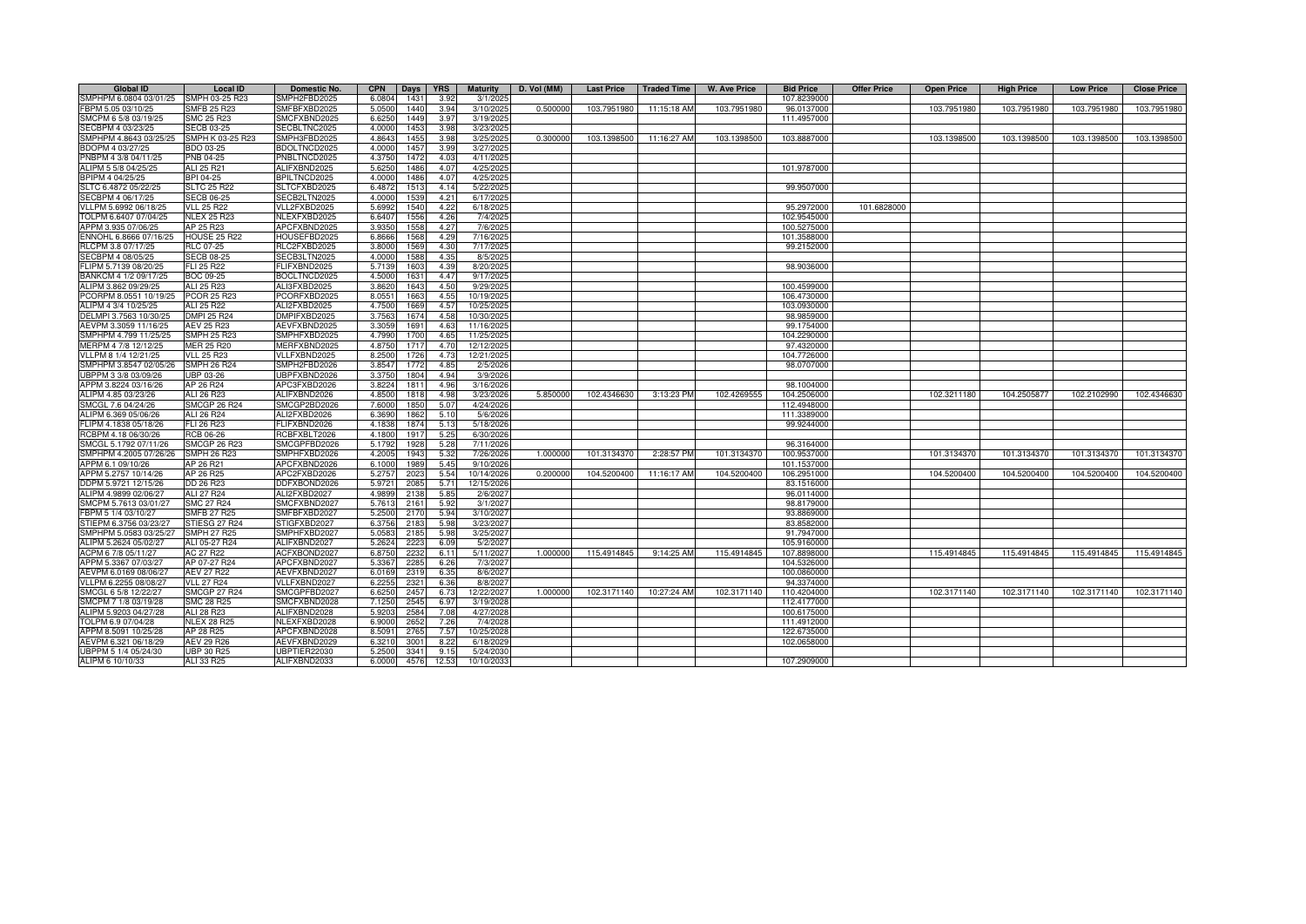| Global ID | Local ID | Domestic No. | CPN | Days | YRS | Maturity | D. Vol (MM) | Last Price | Traded Time | W. Ave Price | Bid Price | Offer Price | Open Price | High Price | Low Price | Close Price |
|---|---|---|---|---|---|---|---|---|---|---|---|---|---|---|---|---|
| SMPHPM 6.0804 03/01/25 | SMPH 03-25 R23 | SMPH2FBD2025 | 6.0804 | 1431 | 3.92 | 3/1/2025 | | | | | 107.8239000 | | | | | |
| FBPM 5.05 03/10/25 | SMFB 25 R23 | SMFBFXBD2025 | 5.0500 | 1440 | 3.94 | 3/10/2025 | 0.500000 | 103.7951980 | 11:15:18 AM | 103.7951980 | 96.0137000 | | 103.7951980 | 103.7951980 | 103.7951980 | 103.7951980 |
| SMCPM 6 5/8 03/19/25 | SMC 25 R23 | SMCFXBND2025 | 6.6250 | 1449 | 3.97 | 3/19/2025 | | | | | 111.4957000 | | | | | |
| SECBPM 4 03/23/25 | SECB 03-25 | SECBLTNC2025 | 4.0000 | 1453 | 3.98 | 3/23/2025 | | | | | | | | | | |
| SMPHPM 4.8643 03/25/25 | SMPH K 03-25 R23 | SMPH3FBD2025 | 4.8643 | 1455 | 3.98 | 3/25/2025 | 0.300000 | 103.1398500 | 11:16:27 AM | 103.1398500 | 103.8887000 | | 103.1398500 | 103.1398500 | 103.1398500 | 103.1398500 |
| BDOPM 4 03/27/25 | BDO 03-25 | BDOLTNCD2025 | 4.0000 | 1457 | 3.99 | 3/27/2025 | | | | | | | | | | |
| PNBPM 4 3/8 04/11/25 | PNB 04-25 | PNBLTNCD2025 | 4.3750 | 1472 | 4.03 | 4/11/2025 | | | | | | | | | | |
| ALIPM 5 5/8 04/25/25 | ALI 25 R21 | ALIFXBND2025 | 5.6250 | 1486 | 4.07 | 4/25/2025 | | | | | 101.9787000 | | | | | |
| BPIPM 4 04/25/25 | BPI 04-25 | BPILTNCD2025 | 4.0000 | 1486 | 4.07 | 4/25/2025 | | | | | | | | | | |
| SLTC 6.4872 05/22/25 | SLTC 25 R22 | SLTCFXBD2025 | 6.4872 | 1513 | 4.14 | 5/22/2025 | | | | | 99.9507000 | | | | | |
| SECBPM 4 06/17/25 | SECB 06-25 | SECB2LTN2025 | 4.0000 | 1539 | 4.21 | 6/17/2025 | | | | | | | | | | |
| VLLPM 5.6992 06/18/25 | VLL 25 R22 | VLL2FXBD2025 | 5.6992 | 1540 | 4.22 | 6/18/2025 | | | | | 95.2972000 | 101.6828000 | | | | |
| TOLPM 6.6407 07/04/25 | NLEX 25 R23 | NLEXFXBD2025 | 6.6407 | 1556 | 4.26 | 7/4/2025 | | | | | 102.9545000 | | | | | |
| APPM 3.935 07/06/25 | AP 25 R23 | APCFXBND2025 | 3.9350 | 1558 | 4.27 | 7/6/2025 | | | | | 100.5275000 | | | | | |
| ENNOHL 6.8666 07/16/25 | HOUSE 25 R22 | HOUSEFBD2025 | 6.8666 | 1568 | 4.29 | 7/16/2025 | | | | | 101.3588000 | | | | | |
| RLCPM 3.8 07/17/25 | RLC 07-25 | RLC2FXBD2025 | 3.8000 | 1569 | 4.30 | 7/17/2025 | | | | | 99.2152000 | | | | | |
| SECBPM 4 08/05/25 | SECB 08-25 | SECB3LTN2025 | 4.0000 | 1588 | 4.35 | 8/5/2025 | | | | | | | | | | |
| FLIPM 5.7139 08/20/25 | FLI 25 R22 | FLIFXBND2025 | 5.7139 | 1603 | 4.39 | 8/20/2025 | | | | | 98.9036000 | | | | | |
| BANKCM 4 1/2 09/17/25 | BOC 09-25 | BOCLTNCD2025 | 4.5000 | 1631 | 4.47 | 9/17/2025 | | | | | | | | | | |
| ALIPM 3.862 09/29/25 | ALI 25 R23 | ALI3FXBD2025 | 3.8620 | 1643 | 4.50 | 9/29/2025 | | | | | 100.4599000 | | | | | |
| PCORPM 8.0551 10/19/25 | PCOR 25 R23 | PCORFXBD2025 | 8.0551 | 1663 | 4.55 | 10/19/2025 | | | | | 106.4730000 | | | | | |
| ALIPM 4 3/4 10/25/25 | ALI 25 R22 | ALI2FXBD2025 | 4.7500 | 1669 | 4.57 | 10/25/2025 | | | | | 103.0930000 | | | | | |
| DELMPI 3.7563 10/30/25 | DMPI 25 R24 | DMPIFXBD2025 | 3.7563 | 1674 | 4.58 | 10/30/2025 | | | | | 98.9859000 | | | | | |
| AEVPM 3.3059 11/16/25 | AEV 25 R23 | AEVFXBND2025 | 3.3059 | 1691 | 4.63 | 11/16/2025 | | | | | 99.1754000 | | | | | |
| SMPHPM 4.799 11/25/25 | SMPH 25 R23 | SMPHFXBD2025 | 4.7990 | 1700 | 4.65 | 11/25/2025 | | | | | 104.2290000 | | | | | |
| MERPM 4 7/8 12/12/25 | MER 25 R20 | MERFXBND2025 | 4.8750 | 1717 | 4.70 | 12/12/2025 | | | | | 97.4320000 | | | | | |
| VLLPM 8 1/4 12/21/25 | VLL 25 R23 | VLLFXBND2025 | 8.2500 | 1726 | 4.73 | 12/21/2025 | | | | | 104.7726000 | | | | | |
| SMPHPM 3.8547 02/05/26 | SMPH 26 R24 | SMPH2FBD2026 | 3.8547 | 1772 | 4.85 | 2/5/2026 | | | | | 98.0707000 | | | | | |
| UBPPM 3 3/8 03/09/26 | UBP 03-26 | UBPFXBND2026 | 3.3750 | 1804 | 4.94 | 3/9/2026 | | | | | | | | | | |
| APPM 3.8224 03/16/26 | AP 26 R24 | APC3FXBD2026 | 3.8224 | 1811 | 4.96 | 3/16/2026 | | | | | 98.1004000 | | | | | |
| ALIPM 4.85 03/23/26 | ALI 26 R23 | ALIFXBND2026 | 4.8500 | 1818 | 4.98 | 3/23/2026 | 5.850000 | 102.4346630 | 3:13:23 PM | 102.4269555 | 104.2506000 | | 102.3211180 | 104.2505877 | 102.2102990 | 102.4346630 |
| SMCGL 7.6 04/24/26 | SMCGP 26 R24 | SMCGP2BD2026 | 7.6000 | 1850 | 5.07 | 4/24/2026 | | | | | 112.4948000 | | | | | |
| ALIPM 6.369 05/06/26 | ALI 26 R24 | ALI2FXBD2026 | 6.3690 | 1862 | 5.10 | 5/6/2026 | | | | | 111.3389000 | | | | | |
| FLIPM 4.1838 05/18/26 | FLI 26 R23 | FLIFXBND2026 | 4.1838 | 1874 | 5.13 | 5/18/2026 | | | | | 99.9244000 | | | | | |
| RCBPM 4.18 06/30/26 | RCB 06-26 | RCBFXBLT2026 | 4.1800 | 1917 | 5.25 | 6/30/2026 | | | | | | | | | | |
| SMCGL 5.1792 07/11/26 | SMCGP 26 R23 | SMCGPFBD2026 | 5.1792 | 1928 | 5.28 | 7/11/2026 | | | | | 96.3164000 | | | | | |
| SMPHPM 4.2005 07/26/26 | SMPH 26 R23 | SMPHFXBD2026 | 4.2005 | 1943 | 5.32 | 7/26/2026 | 1.000000 | 101.3134370 | 2:28:57 PM | 101.3134370 | 100.9537000 | | 101.3134370 | 101.3134370 | 101.3134370 | 101.3134370 |
| APPM 6.1 09/10/26 | AP 26 R21 | APCFXBND2026 | 6.1000 | 1989 | 5.45 | 9/10/2026 | | | | | 101.1537000 | | | | | |
| APPM 5.2757 10/14/26 | AP 26 R25 | APC2FXBD2026 | 5.2757 | 2023 | 5.54 | 10/14/2026 | 0.200000 | 104.5200400 | 11:16:17 AM | 104.5200400 | 106.2951000 | | 104.5200400 | 104.5200400 | 104.5200400 | 104.5200400 |
| DDPM 5.9721 12/15/26 | DD 26 R23 | DDFXBOND2026 | 5.9721 | 2085 | 5.71 | 12/15/2026 | | | | | 83.1516000 | | | | | |
| ALIPM 4.9899 02/06/27 | ALI 27 R24 | ALI2FXBD2027 | 4.9899 | 2138 | 5.85 | 2/6/2027 | | | | | 96.0114000 | | | | | |
| SMCPM 5.7613 03/01/27 | SMC 27 R24 | SMCFXBND2027 | 5.7613 | 2161 | 5.92 | 3/1/2027 | | | | | 98.8179000 | | | | | |
| FBPM 5 1/4 03/10/27 | SMFB 27 R25 | SMFBFXBD2027 | 5.2500 | 2170 | 5.94 | 3/10/2027 | | | | | 93.8869000 | | | | | |
| STIEPM 6.3756 03/23/27 | STIESG 27 R24 | STIGFXBD2027 | 6.3756 | 2183 | 5.98 | 3/23/2027 | | | | | 83.8582000 | | | | | |
| SMPHPM 5.0583 03/25/27 | SMPH 27 R25 | SMPHFXBD2027 | 5.0583 | 2185 | 5.98 | 3/25/2027 | | | | | 91.7947000 | | | | | |
| ALIPM 5.2624 05/02/27 | ALI 05-27 R24 | ALIFXBND2027 | 5.2624 | 2223 | 6.09 | 5/2/2027 | | | | | 105.9160000 | | | | | |
| ACPM 6 7/8 05/11/27 | AC 27 R22 | ACFXBOND2027 | 6.8750 | 2232 | 6.11 | 5/11/2027 | 1.000000 | 115.4914845 | 9:14:25 AM | 115.4914845 | 107.8898000 | | 115.4914845 | 115.4914845 | 115.4914845 | 115.4914845 |
| APPM 5.3367 07/03/27 | AP 07-27 R24 | APCFXBND2027 | 5.3367 | 2285 | 6.26 | 7/3/2027 | | | | | 104.5326000 | | | | | |
| AEVPM 6.0169 08/06/27 | AEV 27 R22 | AEVFXBND2027 | 6.0169 | 2319 | 6.35 | 8/6/2027 | | | | | 100.0860000 | | | | | |
| VLLPM 6.2255 08/08/27 | VLL 27 R24 | VLLFXBND2027 | 6.2255 | 2321 | 6.36 | 8/8/2027 | | | | | 94.3374000 | | | | | |
| SMCGL 6 5/8 12/22/27 | SMCGP 27 R24 | SMCGPFBD2027 | 6.6250 | 2457 | 6.73 | 12/22/2027 | 1.000000 | 102.3171140 | 10:27:24 AM | 102.3171140 | 110.4204000 | | 102.3171140 | 102.3171140 | 102.3171140 | 102.3171140 |
| SMCPM 7 1/8 03/19/28 | SMC 28 R25 | SMCFXBND2028 | 7.1250 | 2545 | 6.97 | 3/19/2028 | | | | | 112.4177000 | | | | | |
| ALIPM 5.9203 04/27/28 | ALI 28 R23 | ALIFXBND2028 | 5.9203 | 2584 | 7.08 | 4/27/2028 | | | | | 100.6175000 | | | | | |
| TOLPM 6.9 07/04/28 | NLEX 28 R25 | NLEXFXBD2028 | 6.9000 | 2652 | 7.26 | 7/4/2028 | | | | | 111.4912000 | | | | | |
| APPM 8.5091 10/25/28 | AP 28 R25 | APCFXBND2028 | 8.5091 | 2765 | 7.57 | 10/25/2028 | | | | | 122.6735000 | | | | | |
| AEVPM 6.321 06/18/29 | AEV 29 R26 | AEVFXBND2029 | 6.3210 | 3001 | 8.22 | 6/18/2029 | | | | | 102.0658000 | | | | | |
| UBPPM 5 1/4 05/24/30 | UBP 30 R25 | UBPTIER22030 | 5.2500 | 3341 | 9.15 | 5/24/2030 | | | | | | | | | | |
| ALIPM 6 10/10/33 | ALI 33 R25 | ALIFXBND2033 | 6.0000 | 4576 | 12.53 | 10/10/2033 | | | | | 107.2909000 | | | | | |